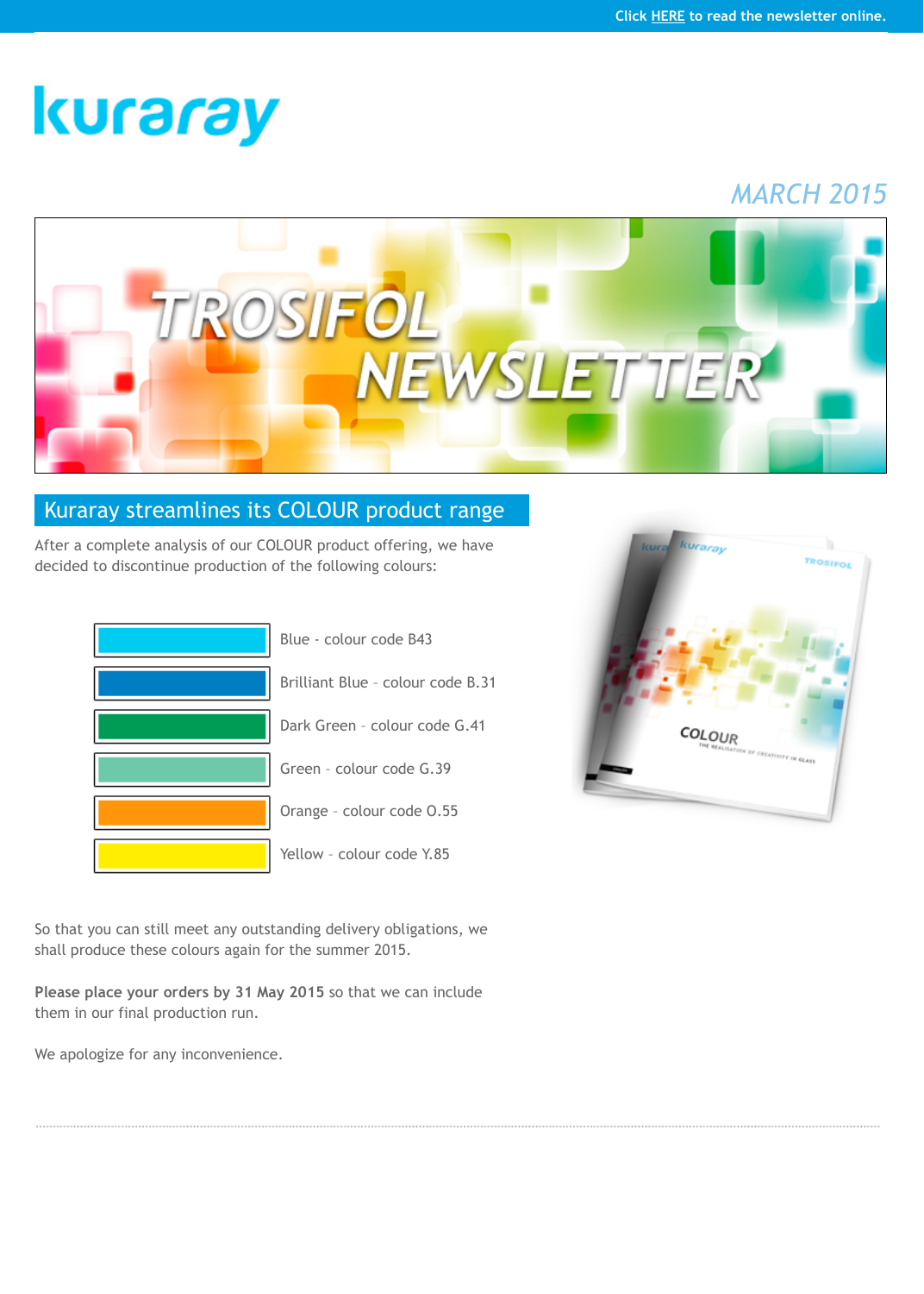Click HERE to read the newsletter online.

kuraray

*MARCH 2015*

# TROSIFOL NEWSLETTER

## Kuraray streamlines its COLOUR product range

After a complete analysis of our COLOUR product offering, we have decided to discontinue production of the following colours:

- Blue - colour code B43
- Brilliant Blue - colour code B.31
- Dark Green - colour code G.41
- Green - colour code G.39
- Orange - colour code O.55
- Yellow - colour code Y.85

So that you can still meet any outstanding delivery obligations, we shall produce these colours again for the summer 2015.

**Please place your orders by 31 May 2015** so that we can include them in our final production run.

We apologize for any inconvenience.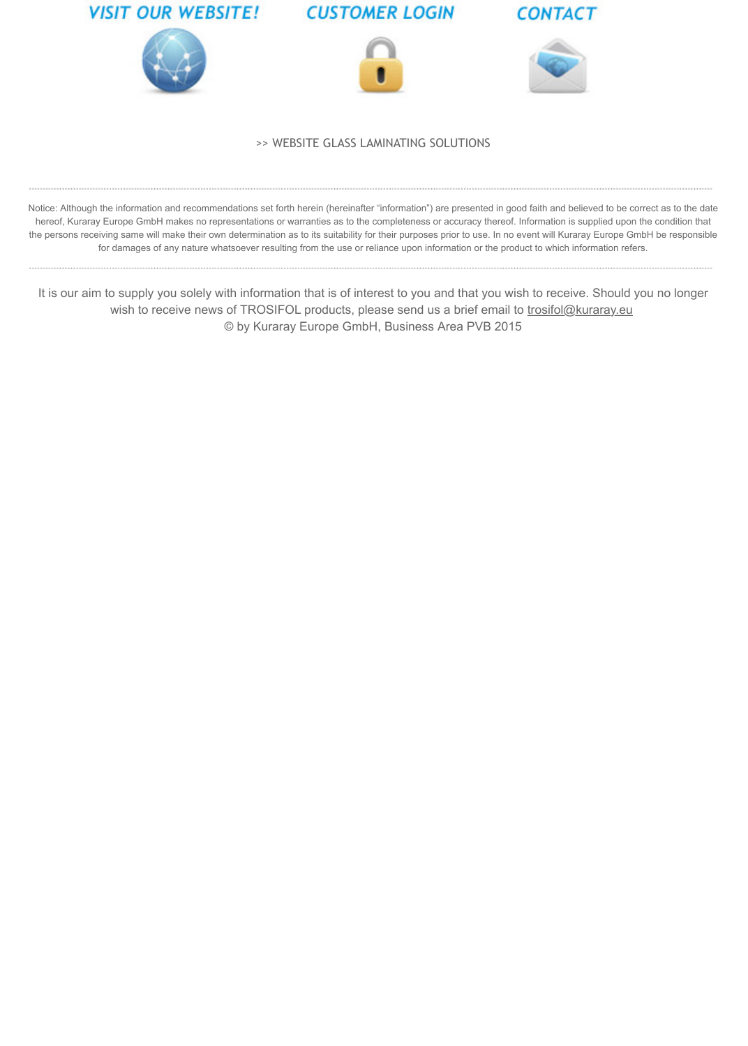VISIT OUR WEBSITE! CUSTOMER LOGIN CONTACT

>> WEBSITE GLASS LAMINATING SOLUTIONS

---

Notice: Although the information and recommendations set forth herein (hereinafter "information") are presented in good faith and believed to be correct as to the date hereof, Kuraray Europe GmbH makes no representations or warranties as to the completeness or accuracy thereof. Information is supplied upon the condition that the persons receiving same will make their own determination as to its suitability for their purposes prior to use. In no event will Kuraray Europe GmbH be responsible for damages of any nature whatsoever resulting from the use or reliance upon information or the product to which information refers.

---

It is our aim to supply you solely with information that is of interest to you and that you wish to receive. Should you no longer wish to receive news of TROSIFOL products, please send us a brief email to trosifol@kuraray.eu
© by Kuraray Europe GmbH, Business Area PVB 2015